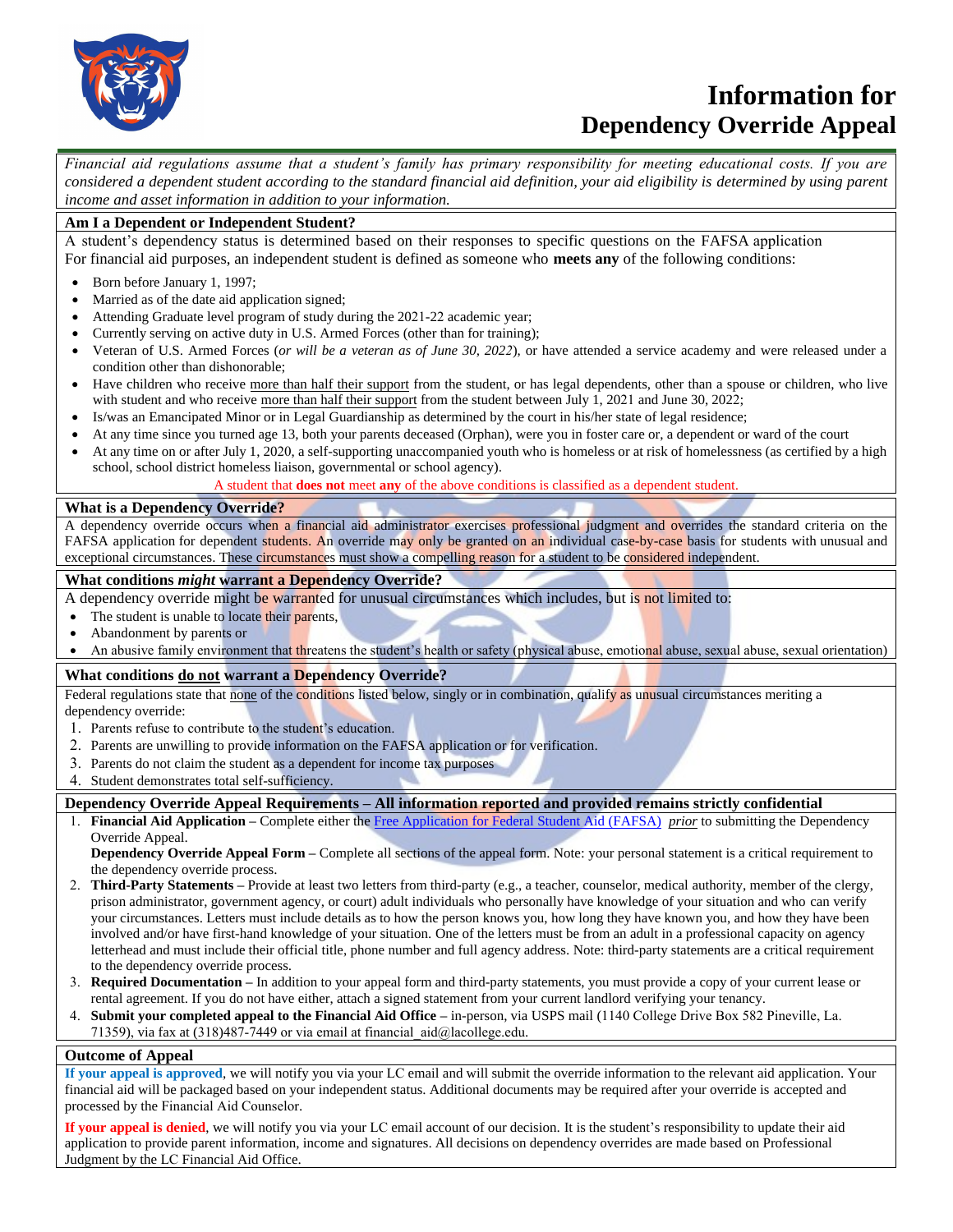# Information for Dependency Override Appeal

*Financial aid regulations assume that a student's family has primary responsibility for meeting educational costs. If you are considered a dependent student according to the standard financial aid definition, your aid eligibility is determined by using parent income and asset information in addition to your information.*

## Am I a Dependent or Independent Student?

A student's dependency status is determined based on their responses to specific questions on the FAFSA application For financial aid purposes, an independent student is defined as someone who **meets any** of the following conditions:

- Born before January 1, 1997;
- Married as of the date aid application signed;
- Attending Graduate level program of study during the 2021-22 academic year;
- Currently serving on active duty in U.S. Armed Forces (other than for training);
- Veteran of U.S. Armed Forces (*or will be a veteran as of June 30, 2022*), or have attended a service academy and were released under a condition other than dishonorable;
- Have children who receive more than half their support from the student, or has legal dependents, other than a spouse or children, who live with student and who receive more than half their support from the student between July 1, 2021 and June 30, 2022;
- Is/was an Emancipated Minor or in Legal Guardianship as determined by the court in his/her state of legal residence;
- At any time since you turned age 13, both your parents deceased (Orphan), were you in foster care or, a dependent or ward of the court
- At any time on or after July 1, 2020, a self-supporting unaccompanied youth who is homeless or at risk of homelessness (as certified by a high school, school district homeless liaison, governmental or school agency).

A student that **does not** meet **any** of the above conditions is classified as a dependent student.

## What is a Dependency Override?

A dependency override occurs when a financial aid administrator exercises professional judgment and overrides the standard criteria on the FAFSA application for dependent students. An override may only be granted on an individual case-by-case basis for students with unusual and exceptional circumstances. These circumstances must show a compelling reason for a student to be considered independent.

## What conditions *might* warrant a Dependency Override?

A dependency override might be warranted for unusual circumstances which includes, but is not limited to:

- The student is unable to locate their parents,
- Abandonment by parents or
- An abusive family environment that threatens the student's health or safety (physical abuse, emotional abuse, sexual abuse, sexual orientation)

## What conditions do not warrant a Dependency Override?

Federal regulations state that none of the conditions listed below, singly or in combination, qualify as unusual circumstances meriting a dependency override:

1. Parents refuse to contribute to the student's education.
2. Parents are unwilling to provide information on the FAFSA application or for verification.
3. Parents do not claim the student as a dependent for income tax purposes
4. Student demonstrates total self-sufficiency.

## Dependency Override Appeal Requirements – All information reported and provided remains strictly confidential

1. **Financial Aid Application** – Complete either the Free Application for Federal Student Aid (FAFSA) *prior* to submitting the Dependency Override Appeal.
   **Dependency Override Appeal Form** – Complete all sections of the appeal form. Note: your personal statement is a critical requirement to the dependency override process.
2. **Third-Party Statements** – Provide at least two letters from third-party (e.g., a teacher, counselor, medical authority, member of the clergy, prison administrator, government agency, or court) adult individuals who personally have knowledge of your situation and who can verify your circumstances. Letters must include details as to how the person knows you, how long they have known you, and how they have been involved and/or have first-hand knowledge of your situation. One of the letters must be from an adult in a professional capacity on agency letterhead and must include their official title, phone number and full agency address. Note: third-party statements are a critical requirement to the dependency override process.
3. **Required Documentation** – In addition to your appeal form and third-party statements, you must provide a copy of your current lease or rental agreement. If you do not have either, attach a signed statement from your current landlord verifying your tenancy.
4. **Submit your completed appeal to the Financial Aid Office** – in-person, via USPS mail (1140 College Drive Box 582 Pineville, La. 71359), via fax at (318)487-7449 or via email at financial_aid@lacollege.edu.

## Outcome of Appeal

**If your appeal is approved**, we will notify you via your LC email and will submit the override information to the relevant aid application. Your financial aid will be packaged based on your independent status. Additional documents may be required after your override is accepted and processed by the Financial Aid Counselor.

**If your appeal is denied**, we will notify you via your LC email account of our decision. It is the student's responsibility to update their aid application to provide parent information, income and signatures. All decisions on dependency overrides are made based on Professional Judgment by the LC Financial Aid Office.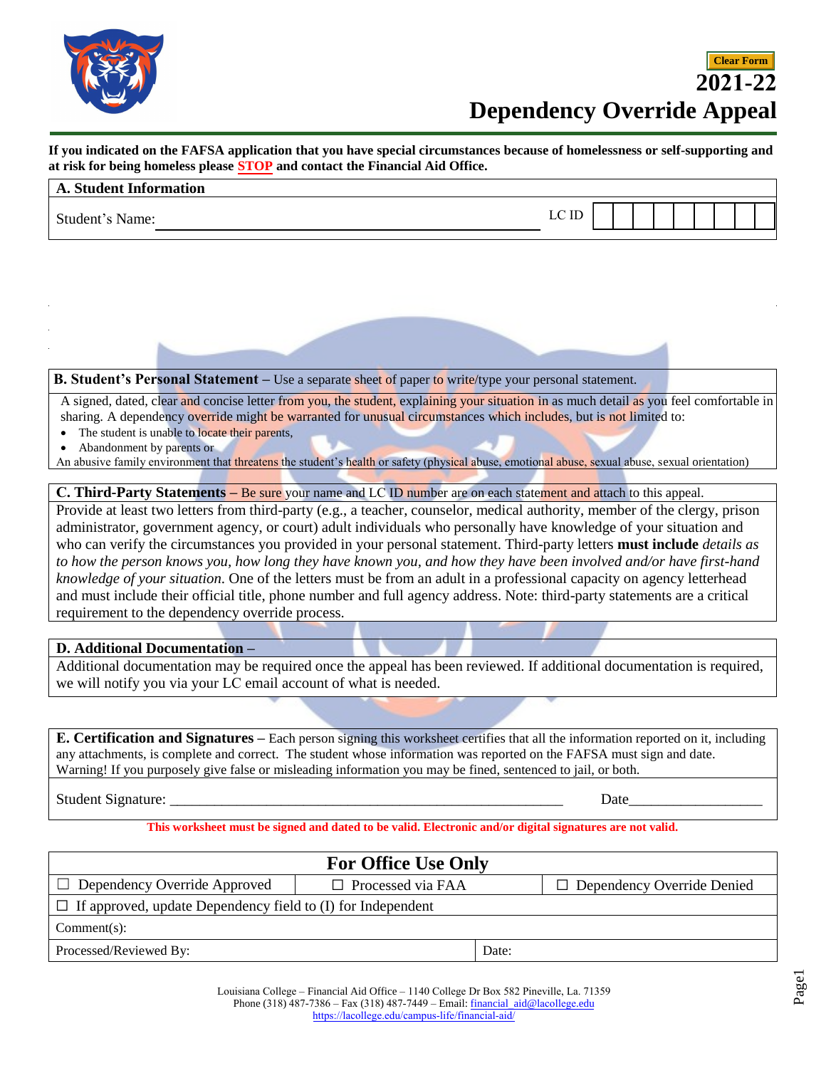Clear Form

# 2021-22 Dependency Override Appeal

**If you indicated on the FAFSA application that you have special circumstances because of homelessness or self-supporting and at risk for being homeless please STOP and contact the Financial Aid Office.**

## A. Student Information

Student's Name: ______________________________ LC ID | | | | | | | | | |

## B. Student's Personal Statement – Use a separate sheet of paper to write/type your personal statement.

A signed, dated, clear and concise letter from you, the student, explaining your situation in as much detail as you feel comfortable in sharing. A dependency override might be warranted for unusual circumstances which includes, but is not limited to:

- The student is unable to locate their parents,
- Abandonment by parents or

An abusive family environment that threatens the student's health or safety (physical abuse, emotional abuse, sexual abuse, sexual orientation)

## C. Third-Party Statements – Be sure your name and LC ID number are on each statement and attach to this appeal.

Provide at least two letters from third-party (e.g., a teacher, counselor, medical authority, member of the clergy, prison administrator, government agency, or court) adult individuals who personally have knowledge of your situation and who can verify the circumstances you provided in your personal statement. Third-party letters **must include** *details as to how the person knows you, how long they have known you, and how they have been involved and/or have first-hand knowledge of your situation.* One of the letters must be from an adult in a professional capacity on agency letterhead and must include their official title, phone number and full agency address. Note: third-party statements are a critical requirement to the dependency override process.

## D. Additional Documentation –

Additional documentation may be required once the appeal has been reviewed. If additional documentation is required, we will notify you via your LC email account of what is needed.

## E. Certification and Signatures – Each person signing this worksheet certifies that all the information reported on it, including any attachments, is complete and correct. The student whose information was reported on the FAFSA must sign and date. Warning! If you purposely give false or misleading information you may be fined, sentenced to jail, or both.

Student Signature: ______________________________________________ Date________________

**This worksheet must be signed and dated to be valid. Electronic and/or digital signatures are not valid.**

| For Office Use Only | | |
|---|---|---|
| ☐ Dependency Override Approved | ☐ Processed via FAA | ☐ Dependency Override Denied |
| ☐ If approved, update Dependency field to (I) for Independent | | |
| Comment(s): | | |
| Processed/Reviewed By: | Date: | |

Louisiana College – Financial Aid Office – 1140 College Dr Box 582 Pineville, La. 71359
Phone (318) 487-7386 – Fax (318) 487-7449 – Email: financial_aid@lacollege.edu
https://lacollege.edu/campus-life/financial-aid/